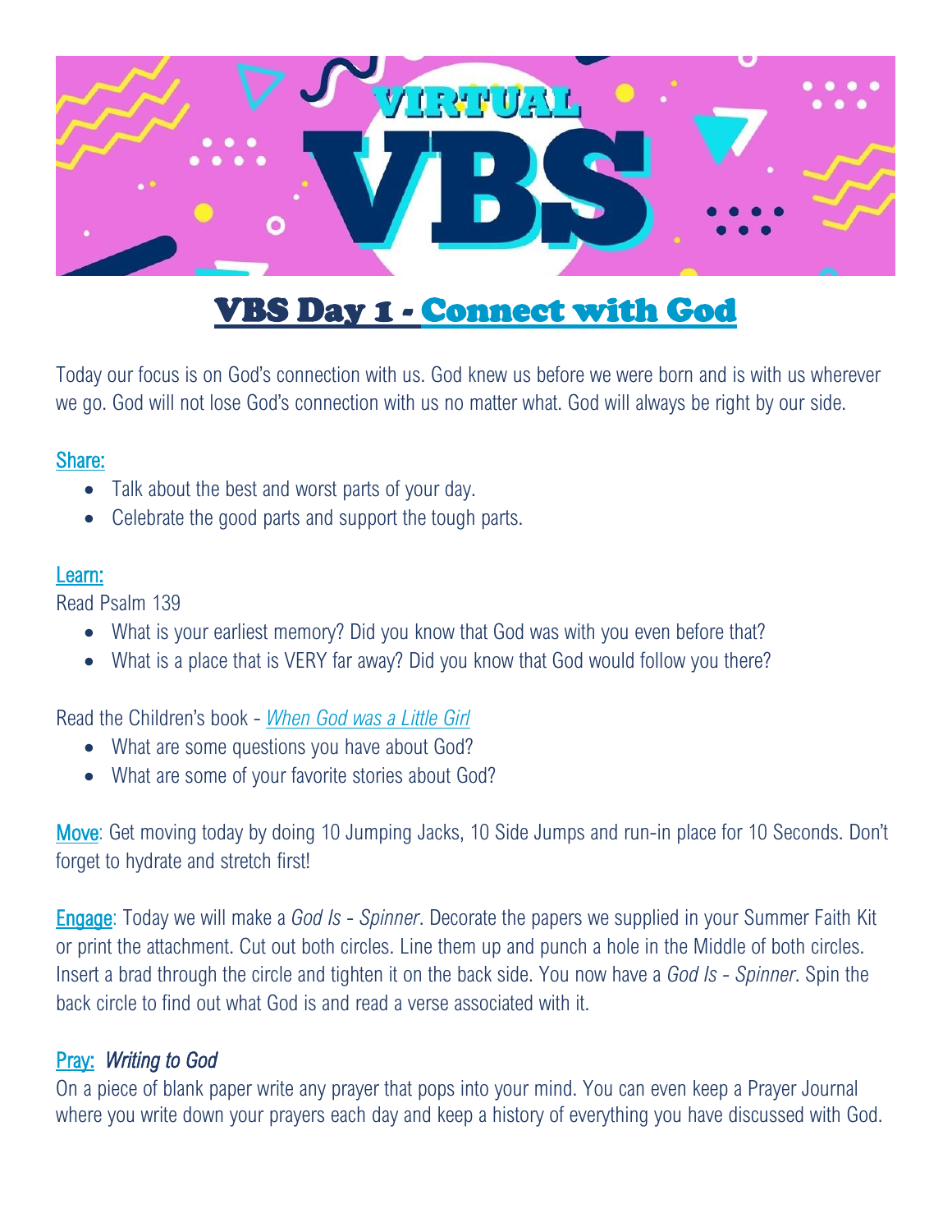# VBS Day 1 - Connect with God

Today our focus is on God's connection with us. God knew us before we were born and is with us wherever we go. God will not lose God's connection with us no matter what. God will always be right by our side.

## Share:

- Talk about the best and worst parts of your day.
- Celebrate the good parts and support the tough parts.

## Learn:

Read Psalm 139

- What is your earliest memory? Did you know that God was with you even before that?
- What is a place that is VERY far away? Did you know that God would follow you there?

Read the Children's book - *When God was a Little Girl*

- What are some questions you have about God?
- What are some of your favorite stories about God?

**Move**: Get moving today by doing 10 Jumping Jacks, 10 Side Jumps and run-in place for 10 Seconds. Don't forget to hydrate and stretch first!

**Engage**: Today we will make a *God Is - Spinner*. Decorate the papers we supplied in your Summer Faith Kit or print the attachment. Cut out both circles. Line them up and punch a hole in the Middle of both circles. Insert a brad through the circle and tighten it on the back side. You now have a *God Is - Spinner*. Spin the back circle to find out what God is and read a verse associated with it.

## Pray: *Writing to God*

On a piece of blank paper write any prayer that pops into your mind. You can even keep a Prayer Journal where you write down your prayers each day and keep a history of everything you have discussed with God.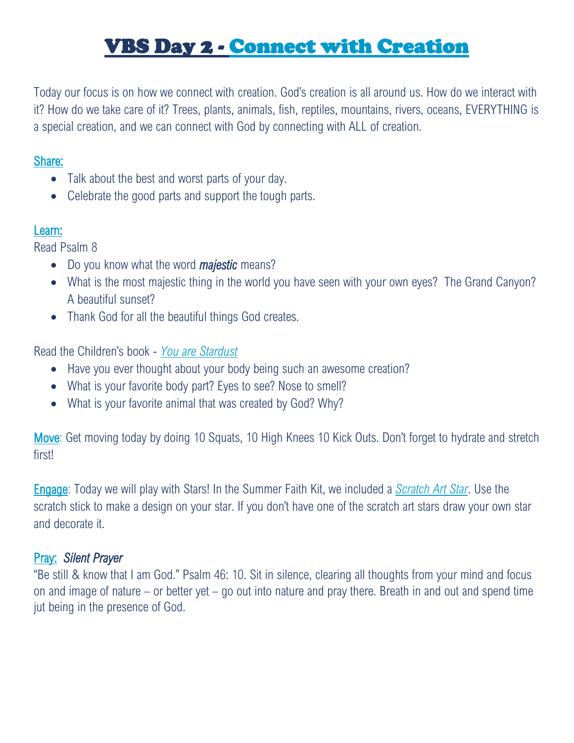# VBS Day 2 - Connect with Creation

Today our focus is on how we connect with creation. God's creation is all around us. How do we interact with it? How do we take care of it? Trees, plants, animals, fish, reptiles, mountains, rivers, oceans, EVERYTHING is a special creation, and we can connect with God by connecting with ALL of creation.

## Share:

- Talk about the best and worst parts of your day.
- Celebrate the good parts and support the tough parts.

## Learn:

Read Psalm 8

- Do you know what the word ***majestic*** means?
- What is the most majestic thing in the world you have seen with your own eyes? The Grand Canyon? A beautiful sunset?
- Thank God for all the beautiful things God creates.

Read the Children's book - *You are Stardust*

- Have you ever thought about your body being such an awesome creation?
- What is your favorite body part? Eyes to see? Nose to smell?
- What is your favorite animal that was created by God? Why?

**Move**: Get moving today by doing 10 Squats, 10 High Knees 10 Kick Outs. Don't forget to hydrate and stretch first!

**Engage**: Today we will play with Stars! In the Summer Faith Kit, we included a *Scratch Art Star*. Use the scratch stick to make a design on your star. If you don't have one of the scratch art stars draw your own star and decorate it.

## Pray: *Silent Prayer*

"Be still & know that I am God." Psalm 46: 10. Sit in silence, clearing all thoughts from your mind and focus on and image of nature – or better yet – go out into nature and pray there. Breath in and out and spend time jut being in the presence of God.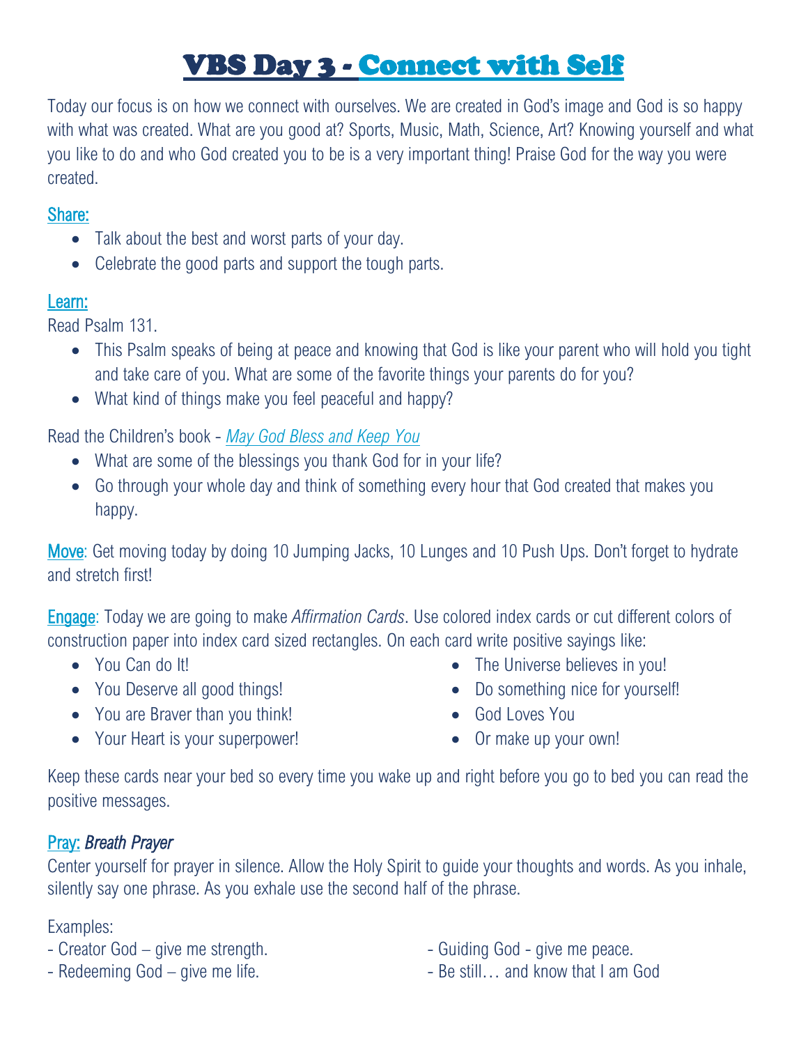# VBS Day 3 - Connect with Self

Today our focus is on how we connect with ourselves. We are created in God's image and God is so happy with what was created. What are you good at? Sports, Music, Math, Science, Art? Knowing yourself and what you like to do and who God created you to be is a very important thing! Praise God for the way you were created.

## Share:

- Talk about the best and worst parts of your day.
- Celebrate the good parts and support the tough parts.

## Learn:

Read Psalm 131.

- This Psalm speaks of being at peace and knowing that God is like your parent who will hold you tight and take care of you. What are some of the favorite things your parents do for you?
- What kind of things make you feel peaceful and happy?

Read the Children's book - *May God Bless and Keep You*

- What are some of the blessings you thank God for in your life?
- Go through your whole day and think of something every hour that God created that makes you happy.

**Move**: Get moving today by doing 10 Jumping Jacks, 10 Lunges and 10 Push Ups. Don't forget to hydrate and stretch first!

**Engage**: Today we are going to make *Affirmation Cards*. Use colored index cards or cut different colors of construction paper into index card sized rectangles. On each card write positive sayings like:

- You Can do It!
- You Deserve all good things!
- You are Braver than you think!
- Your Heart is your superpower!
- The Universe believes in you!
- Do something nice for yourself!
- God Loves You
- Or make up your own!

Keep these cards near your bed so every time you wake up and right before you go to bed you can read the positive messages.

## Pray: *Breath Prayer*

Center yourself for prayer in silence. Allow the Holy Spirit to guide your thoughts and words. As you inhale, silently say one phrase. As you exhale use the second half of the phrase.

Examples:

- Creator God – give me strength.
- Redeeming God – give me life.
- Guiding God - give me peace.
- Be still… and know that I am God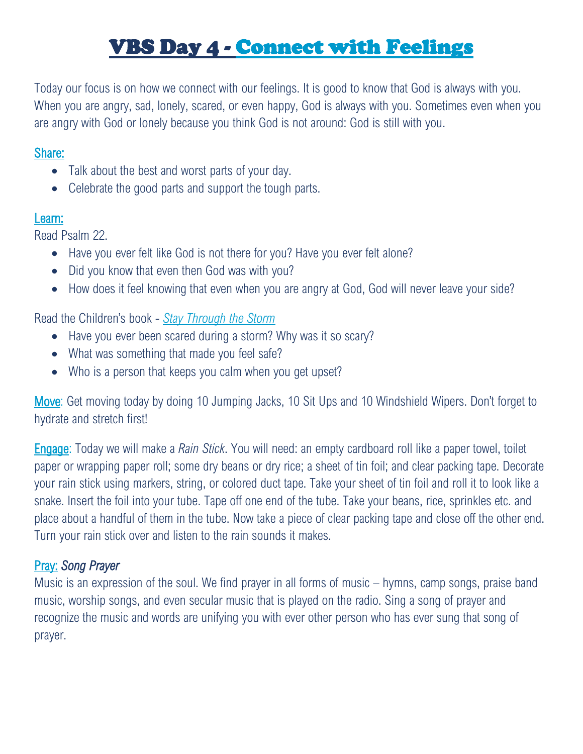# VBS Day 4 - Connect with Feelings

Today our focus is on how we connect with our feelings. It is good to know that God is always with you. When you are angry, sad, lonely, scared, or even happy, God is always with you. Sometimes even when you are angry with God or lonely because you think God is not around: God is still with you.

**Share:**

- Talk about the best and worst parts of your day.
- Celebrate the good parts and support the tough parts.

**Learn:**

Read Psalm 22.

- Have you ever felt like God is not there for you? Have you ever felt alone?
- Did you know that even then God was with you?
- How does it feel knowing that even when you are angry at God, God will never leave your side?

Read the Children's book - *Stay Through the Storm*

- Have you ever been scared during a storm? Why was it so scary?
- What was something that made you feel safe?
- Who is a person that keeps you calm when you get upset?

**Move**: Get moving today by doing 10 Jumping Jacks, 10 Sit Ups and 10 Windshield Wipers. Don't forget to hydrate and stretch first!

**Engage**: Today we will make a *Rain Stick*. You will need: an empty cardboard roll like a paper towel, toilet paper or wrapping paper roll; some dry beans or dry rice; a sheet of tin foil; and clear packing tape. Decorate your rain stick using markers, string, or colored duct tape. Take your sheet of tin foil and roll it to look like a snake. Insert the foil into your tube. Tape off one end of the tube. Take your beans, rice, sprinkles etc. and place about a handful of them in the tube. Now take a piece of clear packing tape and close off the other end. Turn your rain stick over and listen to the rain sounds it makes.

**Pray:** *Song Prayer*

Music is an expression of the soul. We find prayer in all forms of music – hymns, camp songs, praise band music, worship songs, and even secular music that is played on the radio. Sing a song of prayer and recognize the music and words are unifying you with ever other person who has ever sung that song of prayer.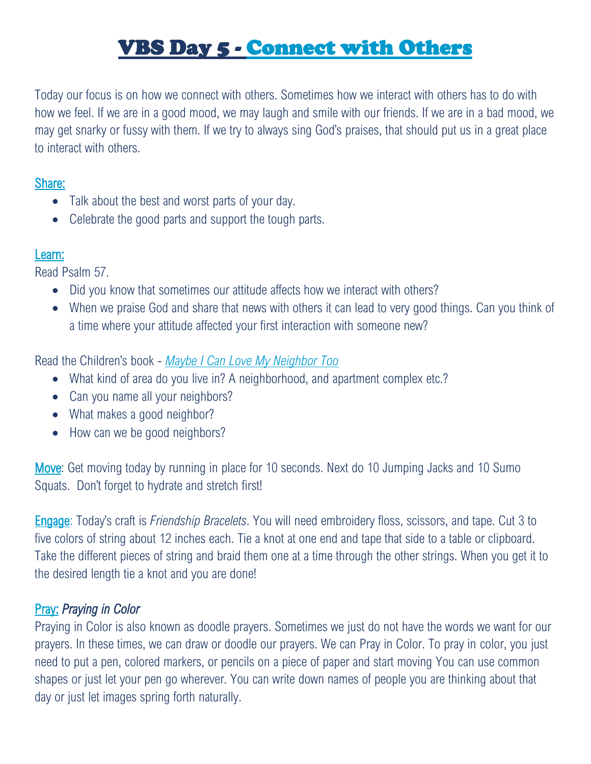# VBS Day 5 - Connect with Others

Today our focus is on how we connect with others. Sometimes how we interact with others has to do with how we feel. If we are in a good mood, we may laugh and smile with our friends. If we are in a bad mood, we may get snarky or fussy with them. If we try to always sing God's praises, that should put us in a great place to interact with others.

## Share:

- Talk about the best and worst parts of your day.
- Celebrate the good parts and support the tough parts.

## Learn:

Read Psalm 57.

- Did you know that sometimes our attitude affects how we interact with others?
- When we praise God and share that news with others it can lead to very good things. Can you think of a time where your attitude affected your first interaction with someone new?

Read the Children's book - *Maybe I Can Love My Neighbor Too*

- What kind of area do you live in? A neighborhood, and apartment complex etc.?
- Can you name all your neighbors?
- What makes a good neighbor?
- How can we be good neighbors?

**Move**: Get moving today by running in place for 10 seconds. Next do 10 Jumping Jacks and 10 Sumo Squats. Don't forget to hydrate and stretch first!

**Engage**: Today's craft is *Friendship Bracelets*. You will need embroidery floss, scissors, and tape. Cut 3 to five colors of string about 12 inches each. Tie a knot at one end and tape that side to a table or clipboard. Take the different pieces of string and braid them one at a time through the other strings. When you get it to the desired length tie a knot and you are done!

## Pray: *Praying in Color*

Praying in Color is also known as doodle prayers. Sometimes we just do not have the words we want for our prayers. In these times, we can draw or doodle our prayers. We can Pray in Color. To pray in color, you just need to put a pen, colored markers, or pencils on a piece of paper and start moving You can use common shapes or just let your pen go wherever. You can write down names of people you are thinking about that day or just let images spring forth naturally.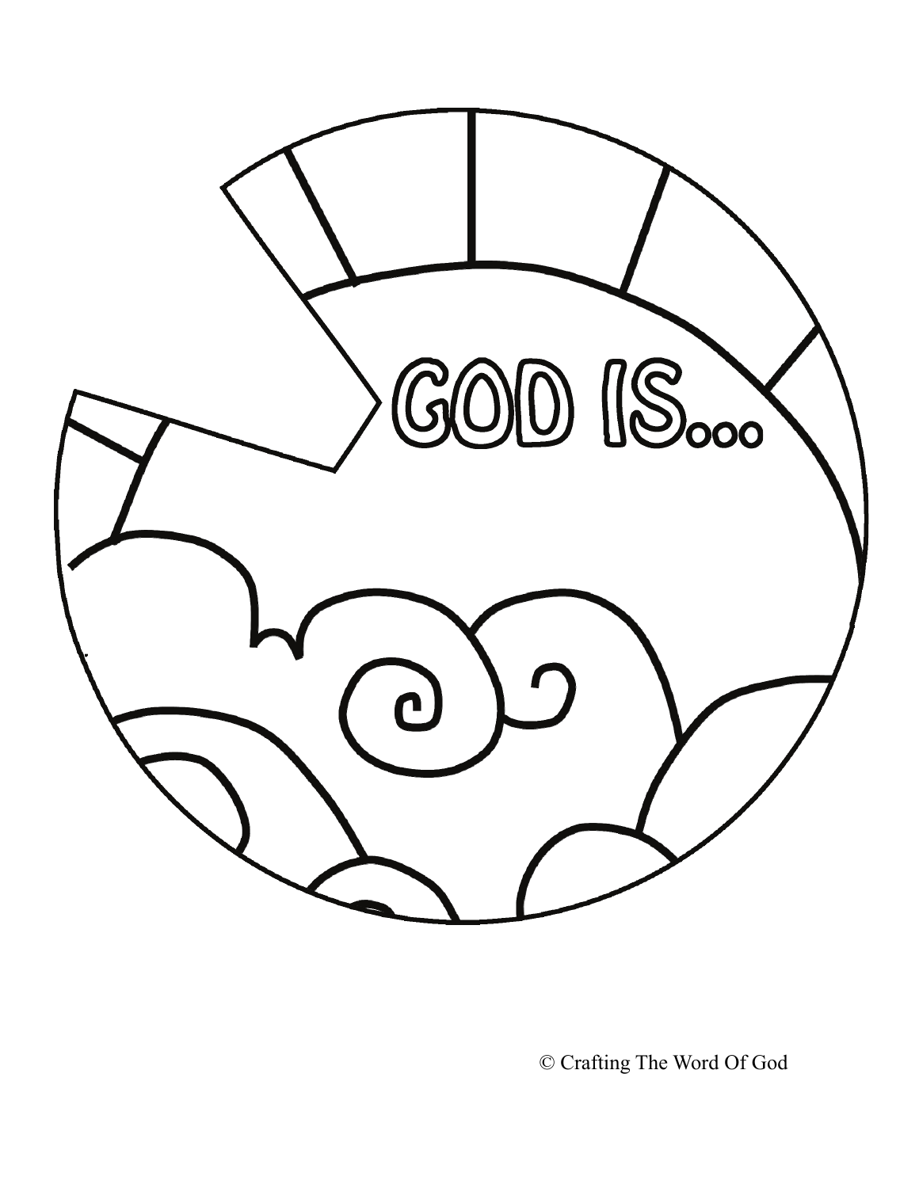GOD IS...

© Crafting The Word Of God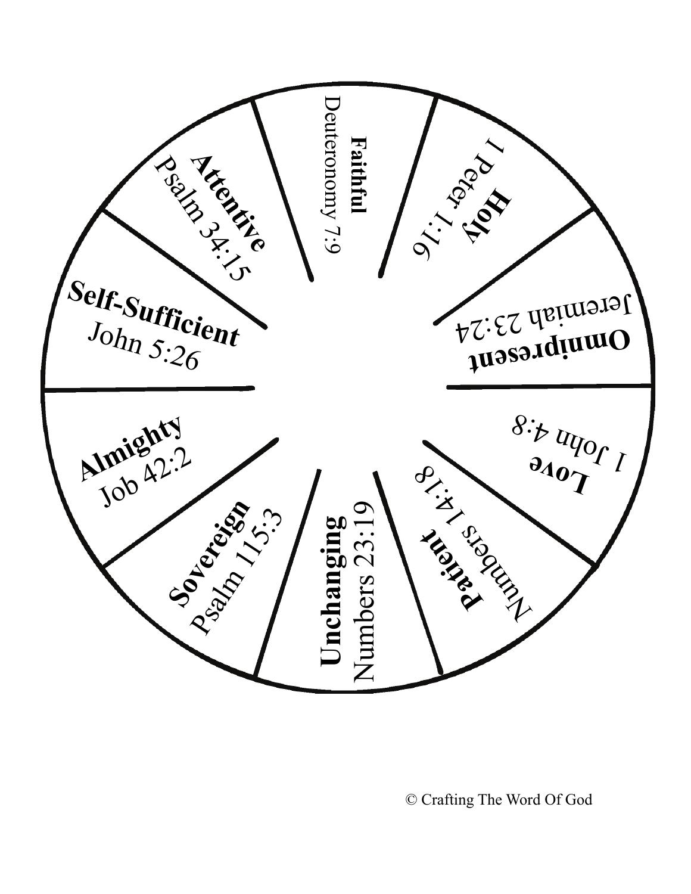Faithful
Deuteronomy 7:9

Holy
1 Peter 1:16

Omnipresent
Jeremiah 23:24

Love
1 John 4:8

Patient
Numbers 14:18

Unchanging
Numbers 23:19

Sovereign
Psalm 115:3

Almighty
Job 42:2

Self-Sufficient
John 5:26

Attentive
Psalm 34:15

© Crafting The Word Of God